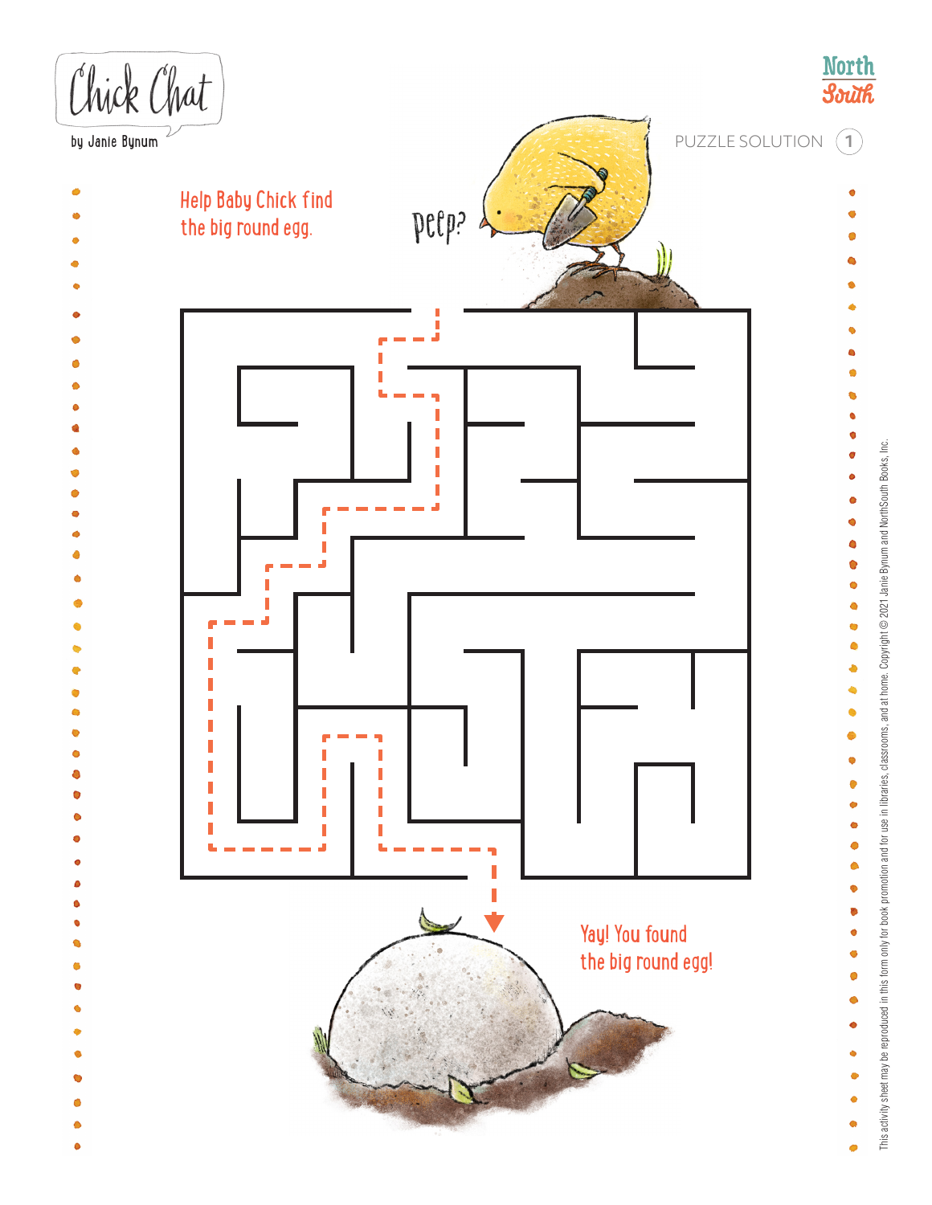Chick Chat

by Janie Bynum

North South

PUZZLE SOLUTION 1

Help Baby Chick find the big round egg.

Peep?

Yay! You found the big round egg!

This activity sheet may be reproduced in this form only for book promotion and for use in libraries, classrooms, and at home. Copyright © 2021 Janie Bynum and NorthSouth Books, Inc.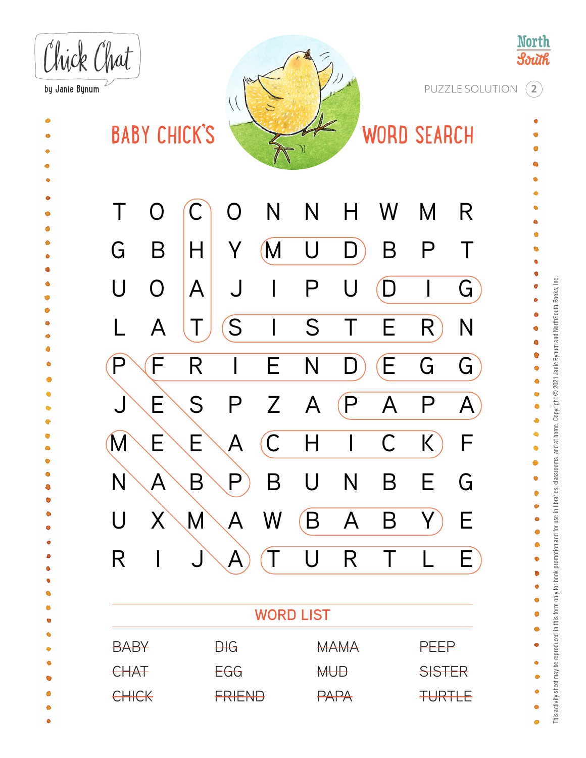Chick Chat

by Janie Bynum

PUZZLE SOLUTION 2

# BABY CHICK'S WORD SEARCH

| | | | | | | | | | |
|---|---|---|---|---|---|---|---|---|---|
| T | O | C | O | N | N | H | W | M | R |
| G | B | H | Y | M | U | D | B | P | T |
| U | O | A | J | I | P | U | D | I | G |
| L | A | T | S | I | S | T | E | R | N |
| P | F | R | I | E | N | D | E | G | G |
| J | E | S | P | Z | A | P | A | P | A |
| M | E | E | A | C | H | I | C | K | F |
| N | A | B | P | B | U | N | B | E | G |
| U | X | M | A | W | B | A | B | Y | E |
| R | I | J | A | T | U | R | T | L | E |

## WORD LIST

| | | | |
|---|---|---|---|
| ~~BABY~~ | ~~DIG~~ | ~~MAMA~~ | ~~PEEP~~ |
| ~~CHAT~~ | ~~EGG~~ | ~~MUD~~ | ~~SISTER~~ |
| ~~CHICK~~ | ~~FRIEND~~ | ~~PAPA~~ | ~~TURTLE~~ |

This activity sheet may be reproduced in this form only for book promotion and for use in libraries, classrooms, and at home. Copyright © 2021 Janie Bynum and NorthSouth Books, Inc.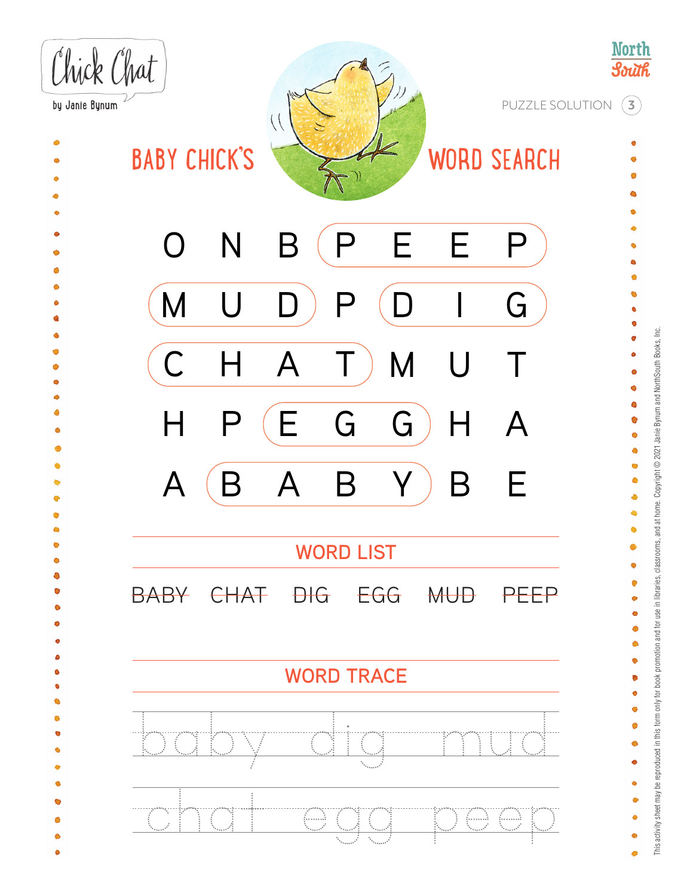Chick Chat

by Janie Bynum

North South

PUZZLE SOLUTION 3

# BABY CHICK'S WORD SEARCH

| | | | | | | |
|---|---|---|---|---|---|---|
| O | N | B | P | E | E | P |
| M | U | D | P | D | I | G |
| C | H | A | T | M | U | T |
| H | P | E | G | G | H | A |
| A | B | A | B | Y | B | E |

## WORD LIST

~~BABY~~ ~~CHAT~~ ~~DIG~~ ~~EGG~~ ~~MUD~~ ~~PEEP~~

## WORD TRACE

baby dig mud

chat egg peep

This activity sheet may be reproduced in this form only for book promotion and for use in libraries, classrooms, and at home. Copyright © 2021 Janie Bynum and NorthSouth Books, Inc.